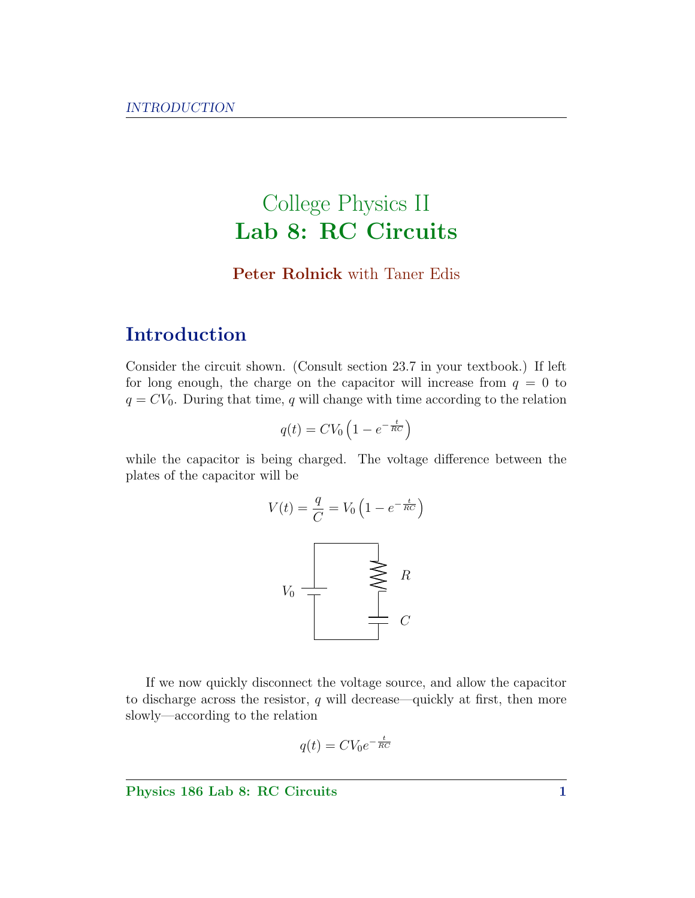College Physics II

# Lab 8: RC Circuits

**Peter Rolnick** with Taner Edis

## Introduction

Consider the circuit shown. (Consult section 23.7 in your textbook.) If left for long enough, the charge on the capacitor will increase from $q = 0$ to $q = CV_0$. During that time, $q$ will change with time according to the relation

$$q(t) = CV_0\left(1 - e^{-\frac{t}{RC}}\right)$$

while the capacitor is being charged. The voltage difference between the plates of the capacitor will be

$$V(t) = \frac{q}{C} = V_0\left(1 - e^{-\frac{t}{RC}}\right)$$

If we now quickly disconnect the voltage source, and allow the capacitor to discharge across the resistor, $q$ will decrease—quickly at first, then more slowly—according to the relation

$$q(t) = CV_0 e^{-\frac{t}{RC}}$$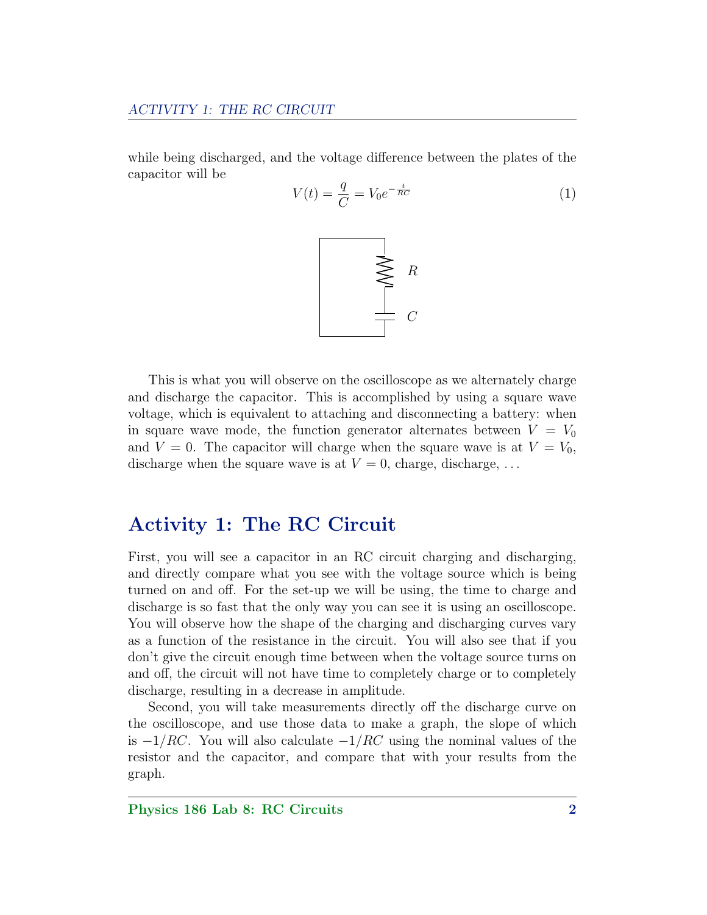while being discharged, and the voltage difference between the plates of the capacitor will be

$$V(t) = \frac{q}{C} = V_0 e^{-\frac{t}{RC}} \tag{1}$$

This is what you will observe on the oscilloscope as we alternately charge and discharge the capacitor. This is accomplished by using a square wave voltage, which is equivalent to attaching and disconnecting a battery: when in square wave mode, the function generator alternates between $V = V_0$ and $V = 0$. The capacitor will charge when the square wave is at $V = V_0$, discharge when the square wave is at $V = 0$, charge, discharge, ...

## Activity 1: The RC Circuit

First, you will see a capacitor in an RC circuit charging and discharging, and directly compare what you see with the voltage source which is being turned on and off. For the set-up we will be using, the time to charge and discharge is so fast that the only way you can see it is using an oscilloscope. You will observe how the shape of the charging and discharging curves vary as a function of the resistance in the circuit. You will also see that if you don't give the circuit enough time between when the voltage source turns on and off, the circuit will not have time to completely charge or to completely discharge, resulting in a decrease in amplitude.

Second, you will take measurements directly off the discharge curve on the oscilloscope, and use those data to make a graph, the slope of which is $-1/RC$. You will also calculate $-1/RC$ using the nominal values of the resistor and the capacitor, and compare that with your results from the graph.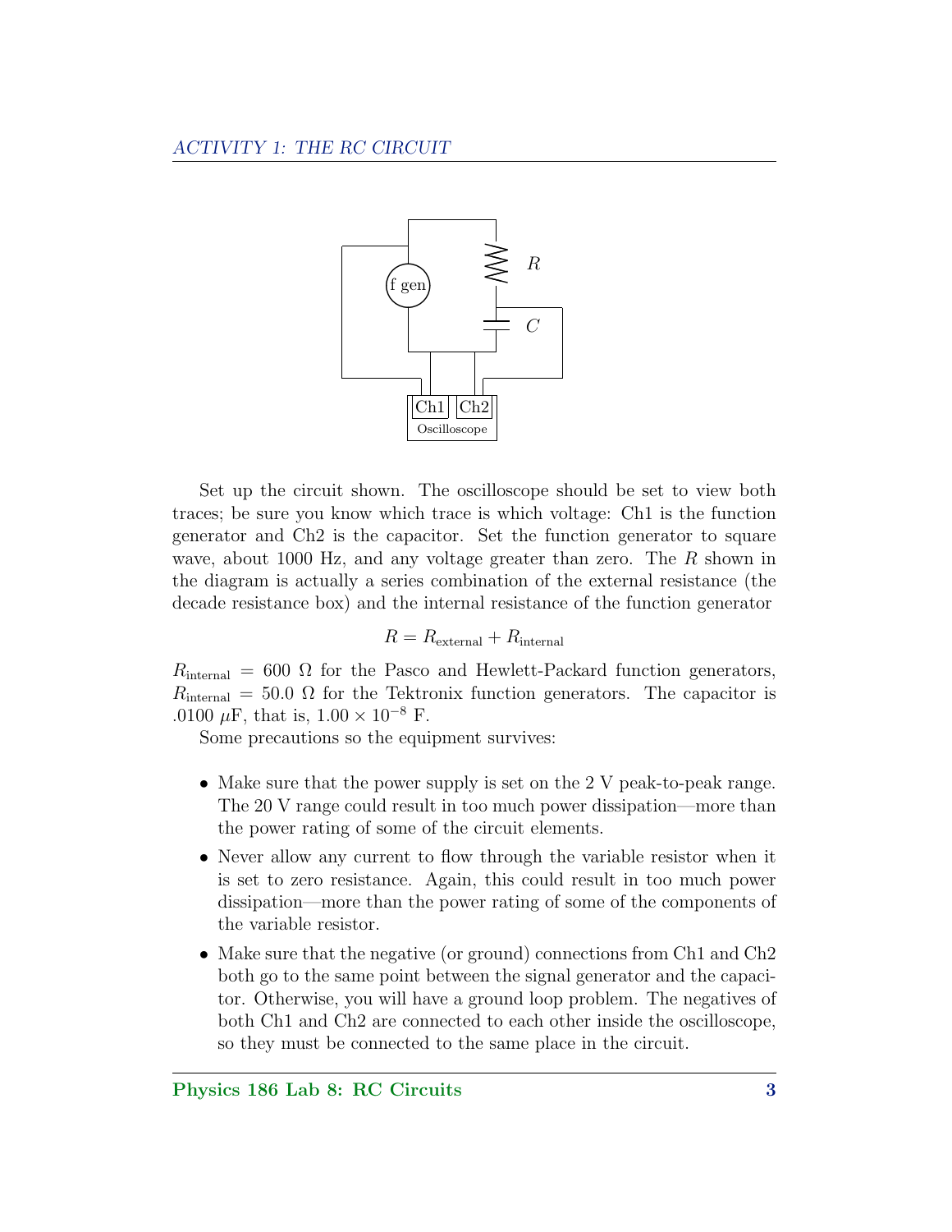Set up the circuit shown. The oscilloscope should be set to view both traces; be sure you know which trace is which voltage: Ch1 is the function generator and Ch2 is the capacitor. Set the function generator to square wave, about 1000 Hz, and any voltage greater than zero. The $R$ shown in the diagram is actually a series combination of the external resistance (the decade resistance box) and the internal resistance of the function generator

$$R = R_{\text{external}} + R_{\text{internal}}$$

$R_{\text{internal}} = 600\ \Omega$ for the Pasco and Hewlett-Packard function generators, $R_{\text{internal}} = 50.0\ \Omega$ for the Tektronix function generators. The capacitor is .0100 $\mu$F, that is, $1.00 \times 10^{-8}$ F.

Some precautions so the equipment survives:

- Make sure that the power supply is set on the 2 V peak-to-peak range. The 20 V range could result in too much power dissipation—more than the power rating of some of the circuit elements.
- Never allow any current to flow through the variable resistor when it is set to zero resistance. Again, this could result in too much power dissipation—more than the power rating of some of the components of the variable resistor.
- Make sure that the negative (or ground) connections from Ch1 and Ch2 both go to the same point between the signal generator and the capacitor. Otherwise, you will have a ground loop problem. The negatives of both Ch1 and Ch2 are connected to each other inside the oscilloscope, so they must be connected to the same place in the circuit.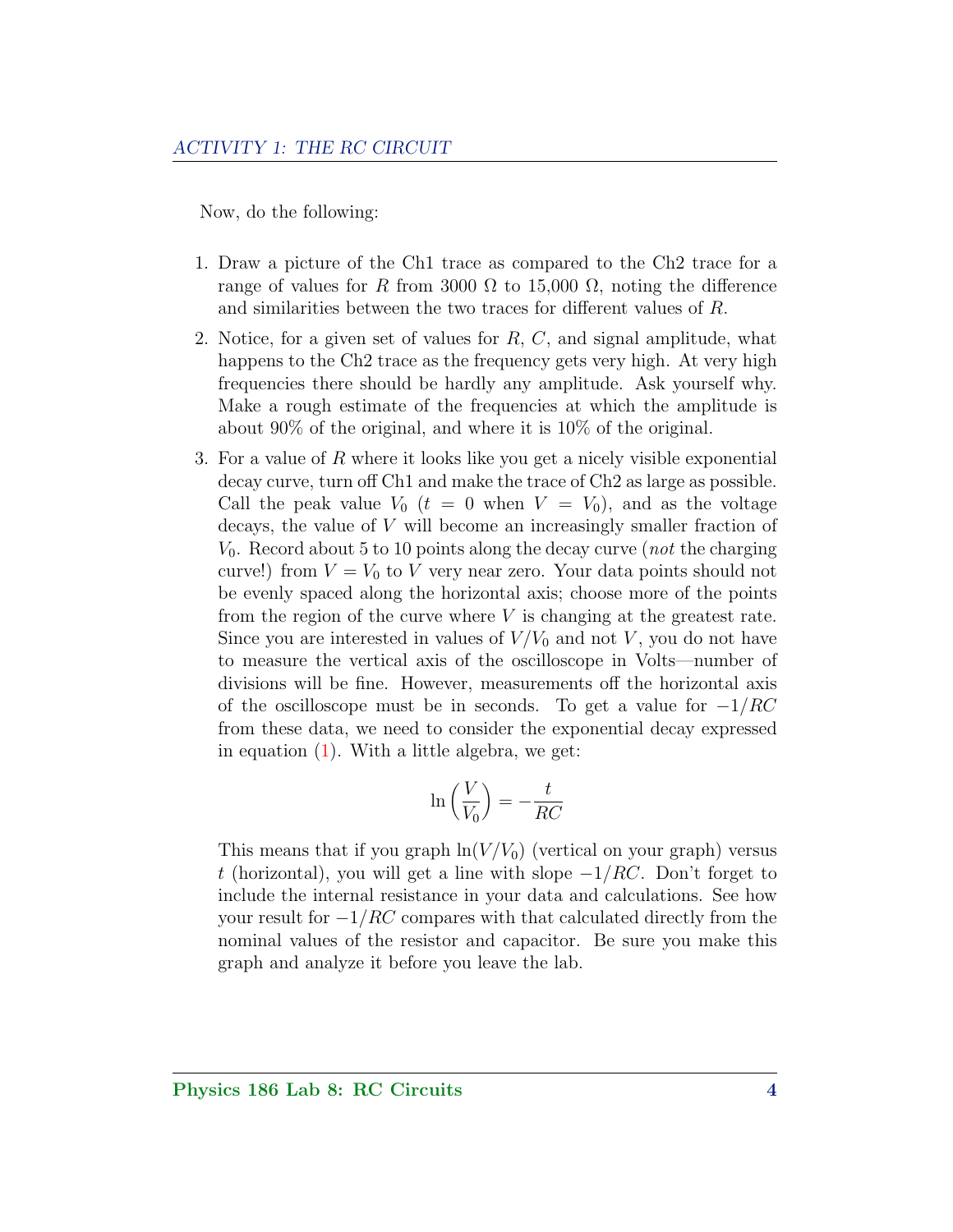Now, do the following:

1. Draw a picture of the Ch1 trace as compared to the Ch2 trace for a range of values for $R$ from 3000 Ω to 15,000 Ω, noting the difference and similarities between the two traces for different values of $R$.

2. Notice, for a given set of values for $R$, $C$, and signal amplitude, what happens to the Ch2 trace as the frequency gets very high. At very high frequencies there should be hardly any amplitude. Ask yourself why. Make a rough estimate of the frequencies at which the amplitude is about 90% of the original, and where it is 10% of the original.

3. For a value of $R$ where it looks like you get a nicely visible exponential decay curve, turn off Ch1 and make the trace of Ch2 as large as possible. Call the peak value $V_0$ ($t = 0$ when $V = V_0$), and as the voltage decays, the value of $V$ will become an increasingly smaller fraction of $V_0$. Record about 5 to 10 points along the decay curve (*not* the charging curve!) from $V = V_0$ to $V$ very near zero. Your data points should not be evenly spaced along the horizontal axis; choose more of the points from the region of the curve where $V$ is changing at the greatest rate. Since you are interested in values of $V/V_0$ and not $V$, you do not have to measure the vertical axis of the oscilloscope in Volts—number of divisions will be fine. However, measurements off the horizontal axis of the oscilloscope must be in seconds. To get a value for $-1/RC$ from these data, we need to consider the exponential decay expressed in equation (1). With a little algebra, we get:

$$\ln\left(\frac{V}{V_0}\right) = -\frac{t}{RC}$$

This means that if you graph $\ln(V/V_0)$ (vertical on your graph) versus $t$ (horizontal), you will get a line with slope $-1/RC$. Don't forget to include the internal resistance in your data and calculations. See how your result for $-1/RC$ compares with that calculated directly from the nominal values of the resistor and capacitor. Be sure you make this graph and analyze it before you leave the lab.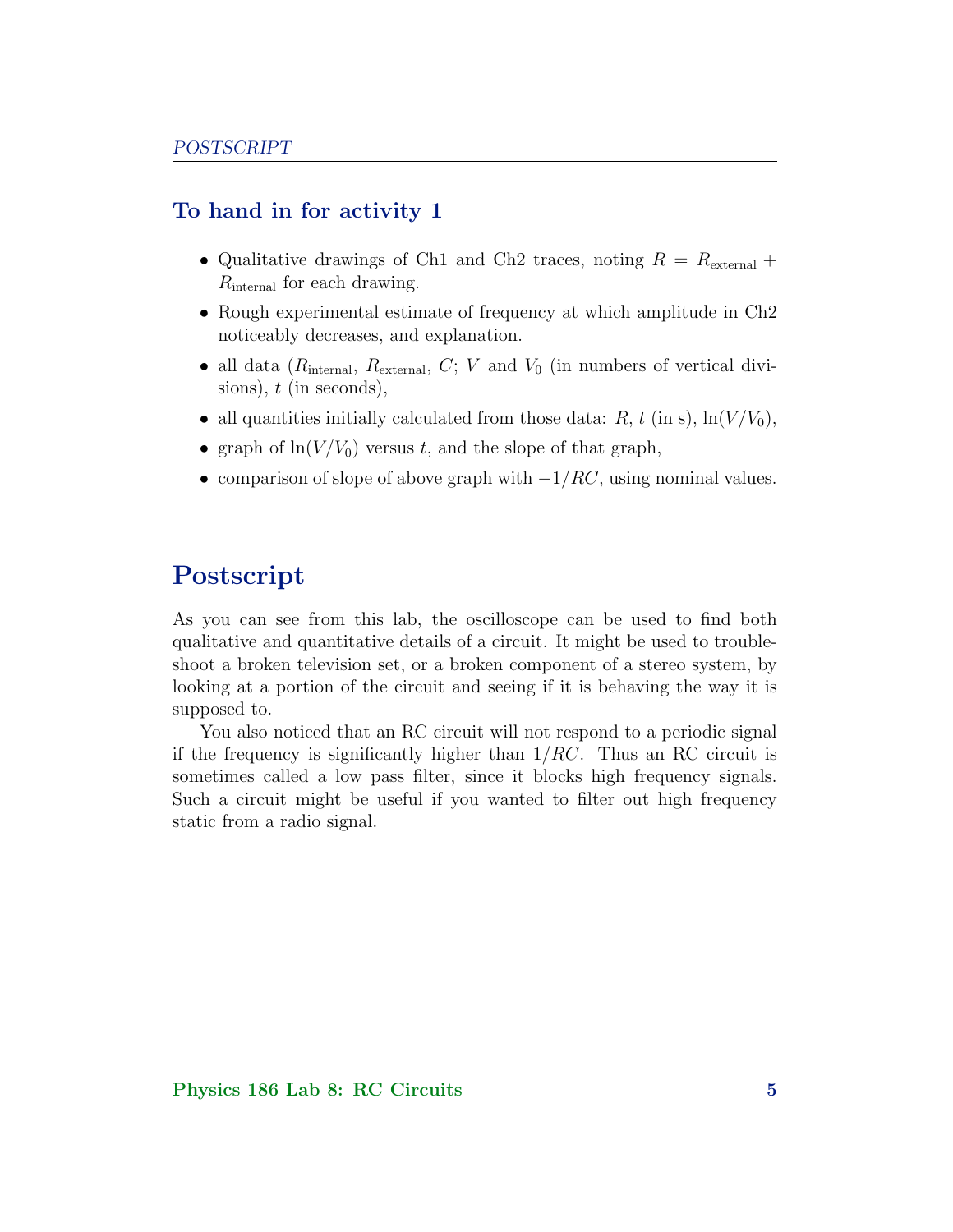## To hand in for activity 1

- Qualitative drawings of Ch1 and Ch2 traces, noting $R = R_{\text{external}} + R_{\text{internal}}$ for each drawing.
- Rough experimental estimate of frequency at which amplitude in Ch2 noticeably decreases, and explanation.
- all data ($R_{\text{internal}}$, $R_{\text{external}}$, $C$; $V$ and $V_0$ (in numbers of vertical divisions), $t$ (in seconds),
- all quantities initially calculated from those data: $R$, $t$ (in s), $\ln(V/V_0)$,
- graph of $\ln(V/V_0)$ versus $t$, and the slope of that graph,
- comparison of slope of above graph with $-1/RC$, using nominal values.

# Postscript

As you can see from this lab, the oscilloscope can be used to find both qualitative and quantitative details of a circuit. It might be used to troubleshoot a broken television set, or a broken component of a stereo system, by looking at a portion of the circuit and seeing if it is behaving the way it is supposed to.

You also noticed that an RC circuit will not respond to a periodic signal if the frequency is significantly higher than $1/RC$. Thus an RC circuit is sometimes called a low pass filter, since it blocks high frequency signals. Such a circuit might be useful if you wanted to filter out high frequency static from a radio signal.